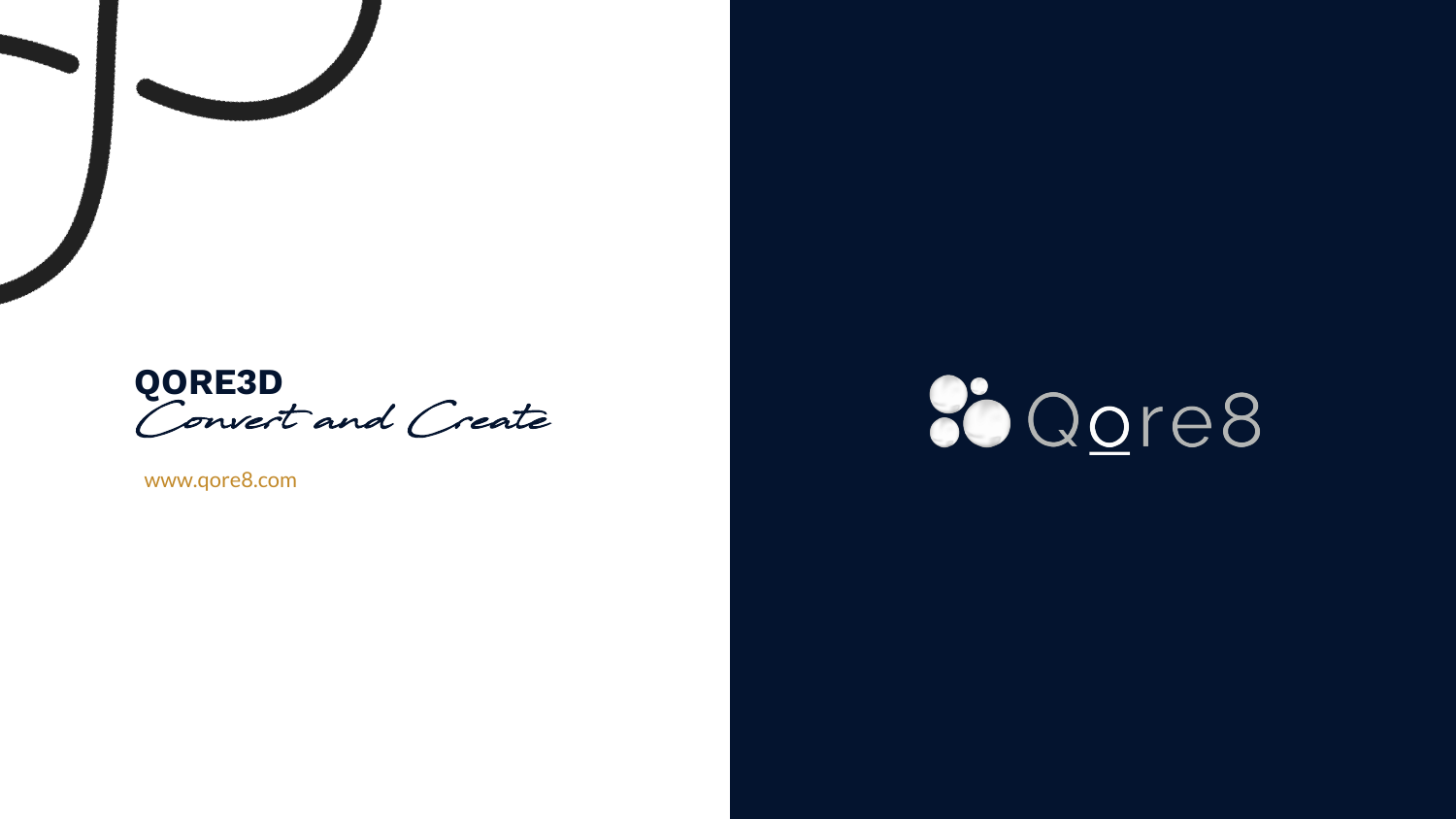# QORE3D

*Convert and Create*

www.qore8.com

Qore8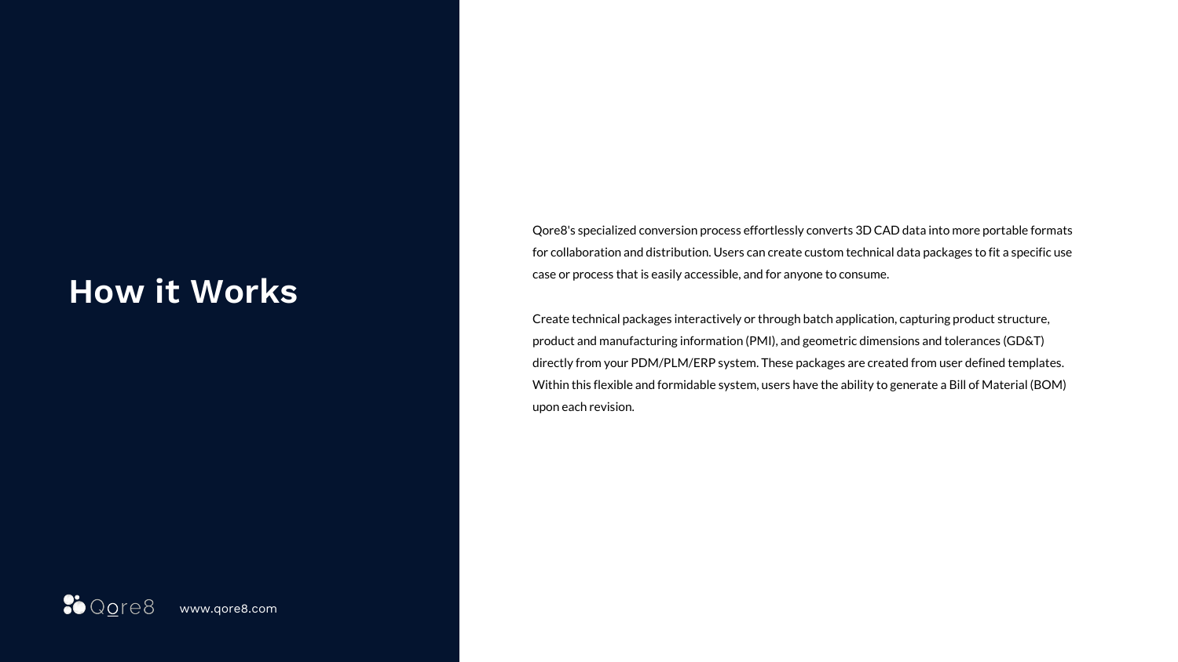# How it Works

Qore8's specialized conversion process effortlessly converts 3D CAD data into more portable formats for collaboration and distribution. Users can create custom technical data packages to fit a specific use case or process that is easily accessible, and for anyone to consume.

Create technical packages interactively or through batch application, capturing product structure, product and manufacturing information (PMI), and geometric dimensions and tolerances (GD&T) directly from your PDM/PLM/ERP system. These packages are created from user defined templates. Within this flexible and formidable system, users have the ability to generate a Bill of Material (BOM) upon each revision.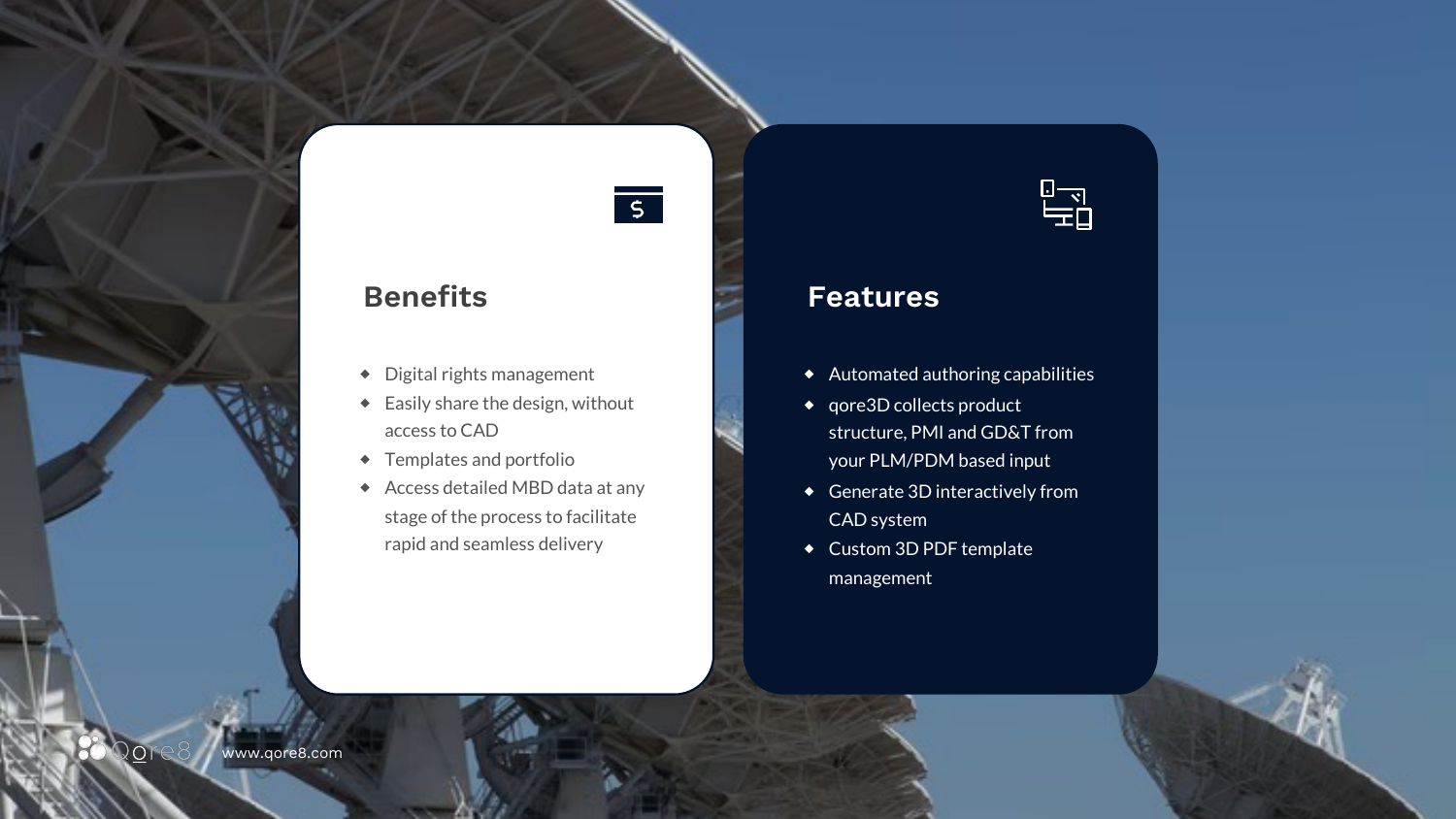## Benefits

- Digital rights management
- Easily share the design, without access to CAD
- Templates and portfolio
- Access detailed MBD data at any stage of the process to facilitate rapid and seamless delivery

## Features

- Automated authoring capabilities
- qore3D collects product structure, PMI and GD&T from your PLM/PDM based input
- Generate 3D interactively from CAD system
- Custom 3D PDF template management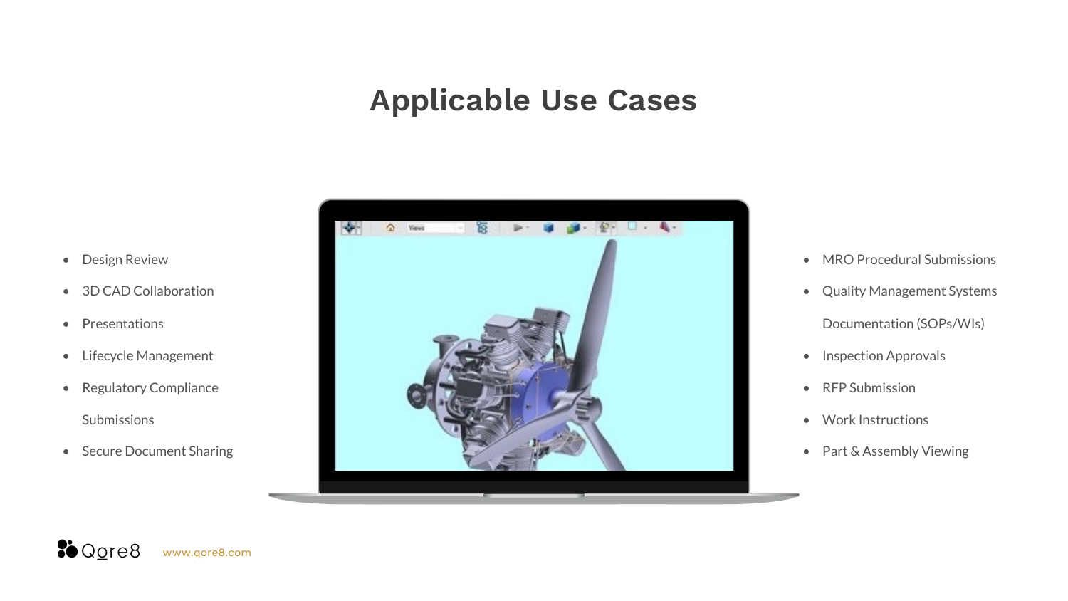# Applicable Use Cases

- Design Review
- 3D CAD Collaboration
- Presentations
- Lifecycle Management
- Regulatory Compliance Submissions
- Secure Document Sharing

- MRO Procedural Submissions
- Quality Management Systems Documentation (SOPs/WIs)
- Inspection Approvals
- RFP Submission
- Work Instructions
- Part & Assembly Viewing

Qore8 www.qore8.com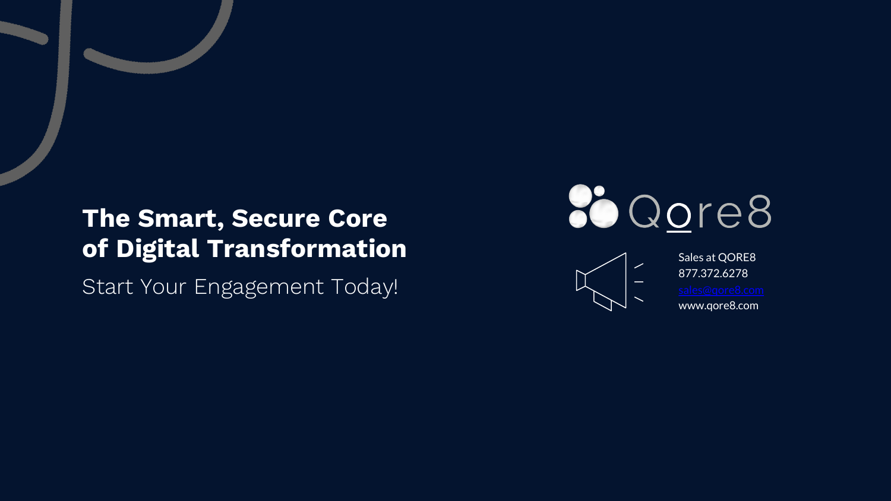# The Smart, Secure Core of Digital Transformation

Start Your Engagement Today!

Qore8

Sales at QORE8
877.372.6278
sales@qore8.com
www.qore8.com